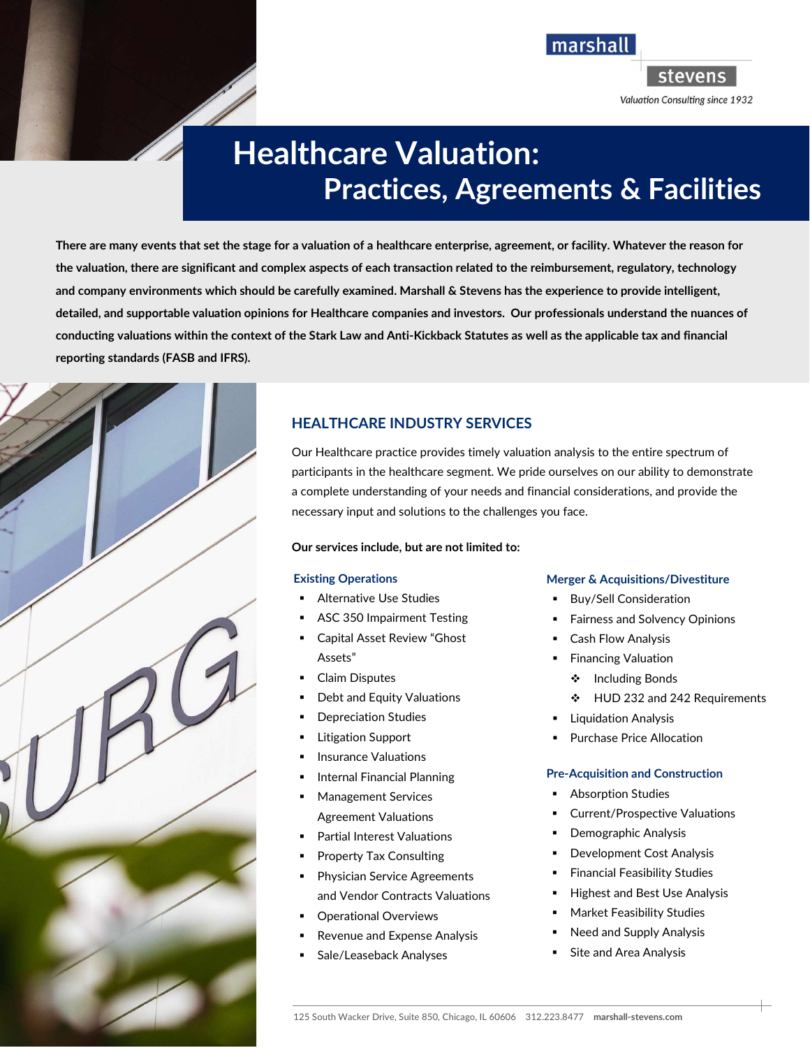marshall stevens

*Valuation Consulting since 1932*

# Healthcare Valuation: Practices, Agreements & Facilities

**There are many events that set the stage for a valuation of a healthcare enterprise, agreement, or facility. Whatever the reason for the valuation, there are significant and complex aspects of each transaction related to the reimbursement, regulatory, technology and company environments which should be carefully examined. Marshall & Stevens has the experience to provide intelligent, detailed, and supportable valuation opinions for Healthcare companies and investors. Our professionals understand the nuances of conducting valuations within the context of the Stark Law and Anti-Kickback Statutes as well as the applicable tax and financial reporting standards (FASB and IFRS).**

## HEALTHCARE INDUSTRY SERVICES

Our Healthcare practice provides timely valuation analysis to the entire spectrum of participants in the healthcare segment. We pride ourselves on our ability to demonstrate a complete understanding of your needs and financial considerations, and provide the necessary input and solutions to the challenges you face.

**Our services include, but are not limited to:**

### Existing Operations

- Alternative Use Studies
- ASC 350 Impairment Testing
- Capital Asset Review "Ghost Assets"
- Claim Disputes
- Debt and Equity Valuations
- Depreciation Studies
- Litigation Support
- Insurance Valuations
- Internal Financial Planning
- Management Services Agreement Valuations
- Partial Interest Valuations
- Property Tax Consulting
- Physician Service Agreements and Vendor Contracts Valuations
- Operational Overviews
- Revenue and Expense Analysis
- Sale/Leaseback Analyses

### Merger & Acquisitions/Divestiture

- Buy/Sell Consideration
- Fairness and Solvency Opinions
- Cash Flow Analysis
- Financing Valuation
  - Including Bonds
  - HUD 232 and 242 Requirements
- Liquidation Analysis
- Purchase Price Allocation

### Pre-Acquisition and Construction

- Absorption Studies
- Current/Prospective Valuations
- Demographic Analysis
- Development Cost Analysis
- Financial Feasibility Studies
- Highest and Best Use Analysis
- Market Feasibility Studies
- Need and Supply Analysis
- Site and Area Analysis

125 South Wacker Drive, Suite 850, Chicago, IL 60606 312.223.8477 **marshall-stevens.com**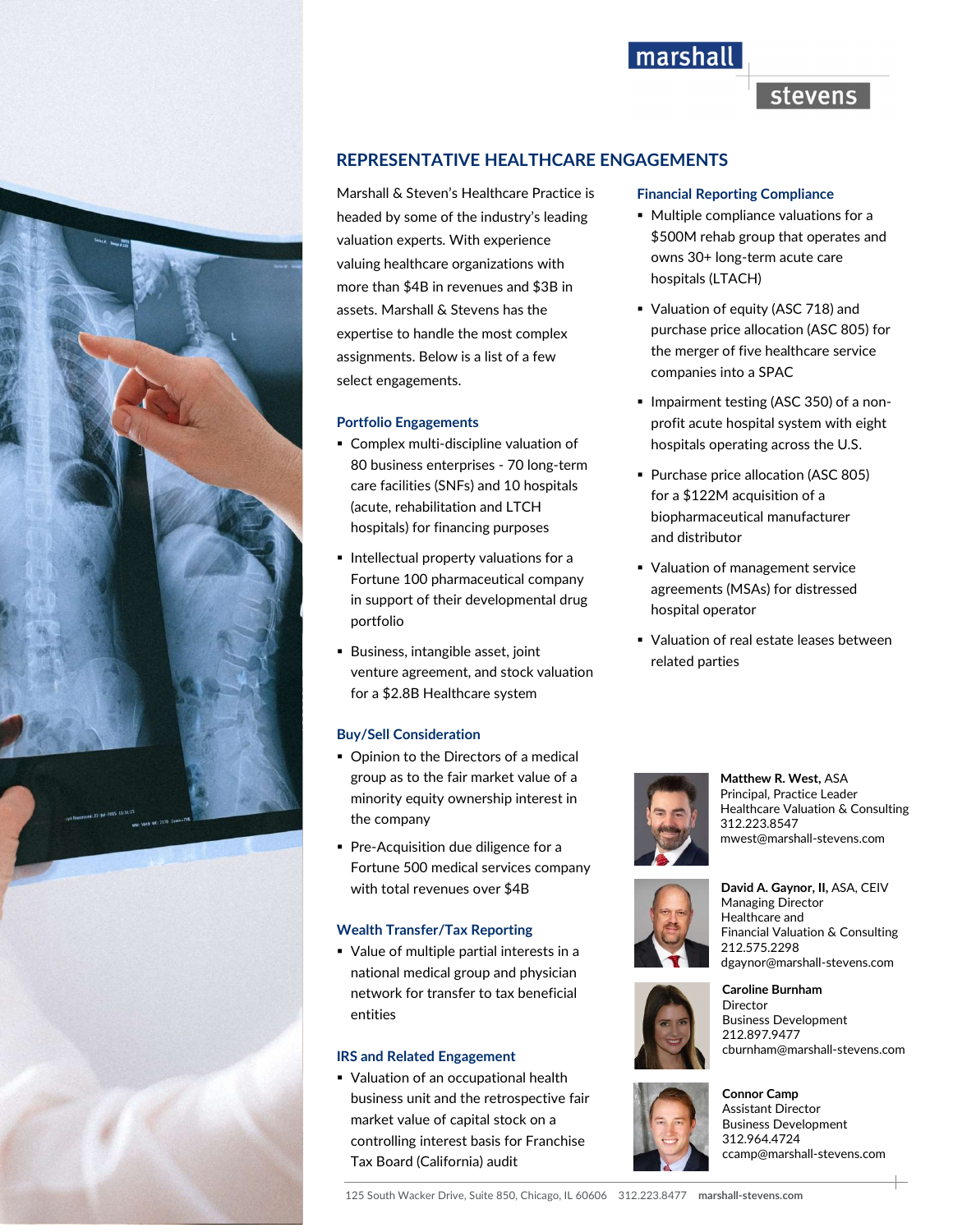marshall stevens

## REPRESENTATIVE HEALTHCARE ENGAGEMENTS

Marshall & Steven's Healthcare Practice is headed by some of the industry's leading valuation experts. With experience valuing healthcare organizations with more than $4B in revenues and $3B in assets. Marshall & Stevens has the expertise to handle the most complex assignments. Below is a list of a few select engagements.

### Portfolio Engagements

- Complex multi-discipline valuation of 80 business enterprises - 70 long-term care facilities (SNFs) and 10 hospitals (acute, rehabilitation and LTCH hospitals) for financing purposes
- Intellectual property valuations for a Fortune 100 pharmaceutical company in support of their developmental drug portfolio
- Business, intangible asset, joint venture agreement, and stock valuation for a $2.8B Healthcare system

### Buy/Sell Consideration

- Opinion to the Directors of a medical group as to the fair market value of a minority equity ownership interest in the company
- Pre-Acquisition due diligence for a Fortune 500 medical services company with total revenues over $4B

### Wealth Transfer/Tax Reporting

- Value of multiple partial interests in a national medical group and physician network for transfer to tax beneficial entities

### IRS and Related Engagement

- Valuation of an occupational health business unit and the retrospective fair market value of capital stock on a controlling interest basis for Franchise Tax Board (California) audit

### Financial Reporting Compliance

- Multiple compliance valuations for a $500M rehab group that operates and owns 30+ long-term acute care hospitals (LTACH)
- Valuation of equity (ASC 718) and purchase price allocation (ASC 805) for the merger of five healthcare service companies into a SPAC
- Impairment testing (ASC 350) of a non-profit acute hospital system with eight hospitals operating across the U.S.
- Purchase price allocation (ASC 805) for a $122M acquisition of a biopharmaceutical manufacturer and distributor
- Valuation of management service agreements (MSAs) for distressed hospital operator
- Valuation of real estate leases between related parties

**Matthew R. West,** ASA
Principal, Practice Leader
Healthcare Valuation & Consulting
312.223.8547
mwest@marshall-stevens.com

**David A. Gaynor, II,** ASA, CEIV
Managing Director
Healthcare and
Financial Valuation & Consulting
212.575.2298
dgaynor@marshall-stevens.com

**Caroline Burnham**
Director
Business Development
212.897.9477
cburnham@marshall-stevens.com

**Connor Camp**
Assistant Director
Business Development
312.964.4724
ccamp@marshall-stevens.com

125 South Wacker Drive, Suite 850, Chicago, IL 60606 312.223.8477 **marshall-stevens.com**